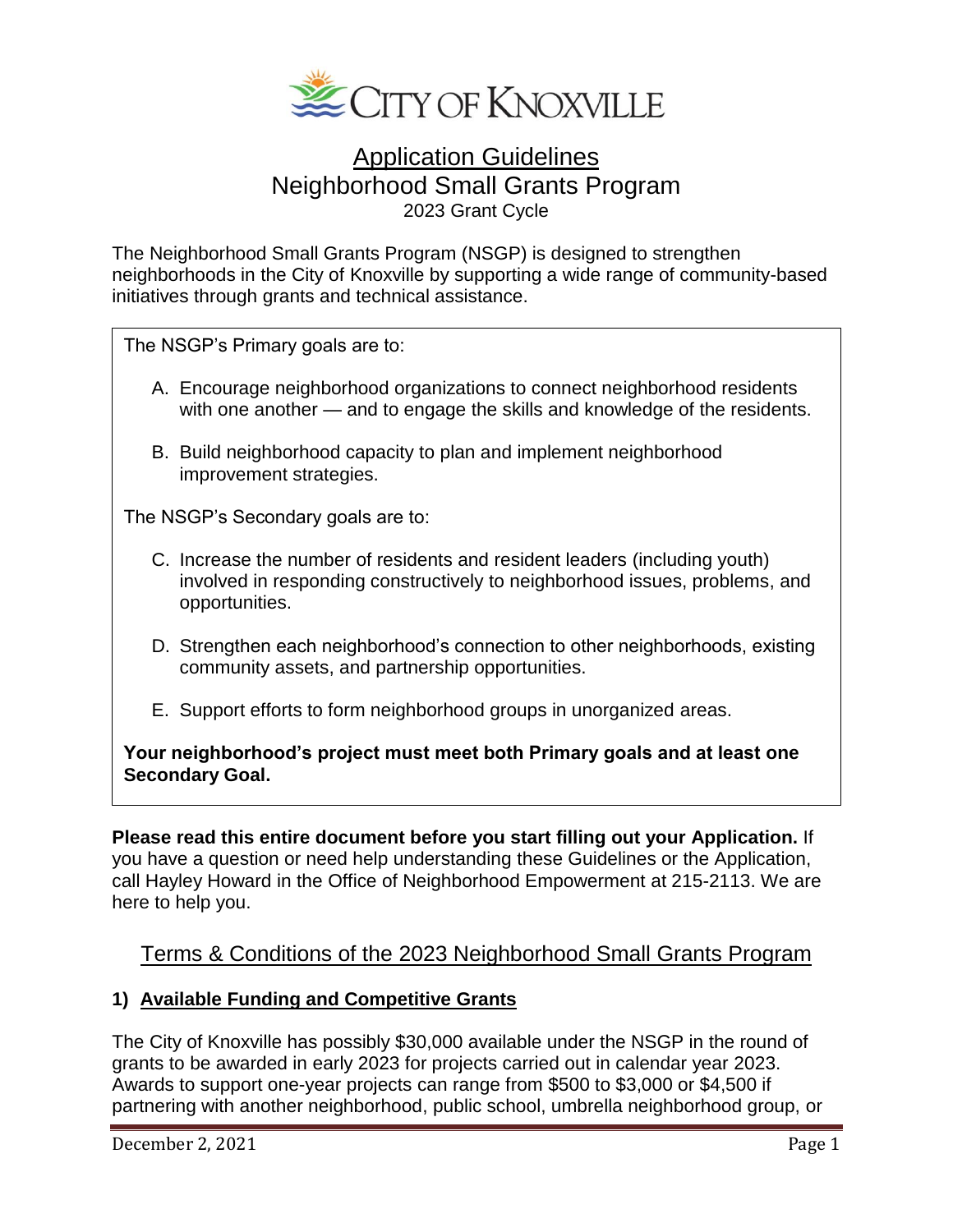CITY OF KNOXVILLE

# Application Guidelines
## Neighborhood Small Grants Program
2023 Grant Cycle

The Neighborhood Small Grants Program (NSGP) is designed to strengthen neighborhoods in the City of Knoxville by supporting a wide range of community-based initiatives through grants and technical assistance.

The NSGP's Primary goals are to:

A. Encourage neighborhood organizations to connect neighborhood residents with one another — and to engage the skills and knowledge of the residents.

B. Build neighborhood capacity to plan and implement neighborhood improvement strategies.

The NSGP's Secondary goals are to:

C. Increase the number of residents and resident leaders (including youth) involved in responding constructively to neighborhood issues, problems, and opportunities.

D. Strengthen each neighborhood's connection to other neighborhoods, existing community assets, and partnership opportunities.

E. Support efforts to form neighborhood groups in unorganized areas.

**Your neighborhood's project must meet both Primary goals and at least one Secondary Goal.**

**Please read this entire document before you start filling out your Application.** If you have a question or need help understanding these Guidelines or the Application, call Hayley Howard in the Office of Neighborhood Empowerment at 215-2113. We are here to help you.

## Terms & Conditions of the 2023 Neighborhood Small Grants Program

### 1) Available Funding and Competitive Grants

The City of Knoxville has possibly $30,000 available under the NSGP in the round of grants to be awarded in early 2023 for projects carried out in calendar year 2023. Awards to support one-year projects can range from $500 to $3,000 or $4,500 if partnering with another neighborhood, public school, umbrella neighborhood group, or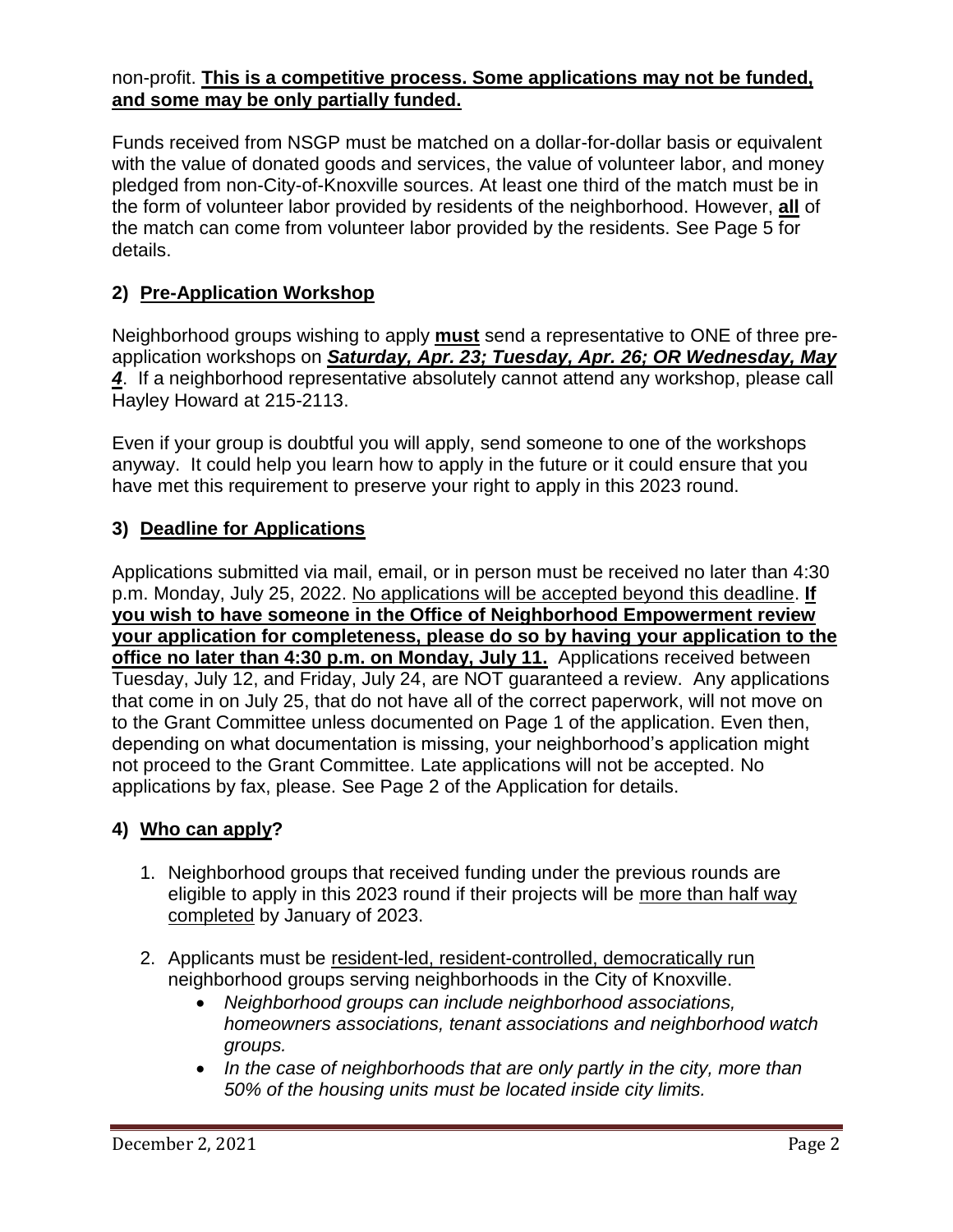non-profit. **This is a competitive process. Some applications may not be funded, and some may be only partially funded.**

Funds received from NSGP must be matched on a dollar-for-dollar basis or equivalent with the value of donated goods and services, the value of volunteer labor, and money pledged from non-City-of-Knoxville sources. At least one third of the match must be in the form of volunteer labor provided by residents of the neighborhood. However, **all** of the match can come from volunteer labor provided by the residents. See Page 5 for details.

## 2) Pre-Application Workshop

Neighborhood groups wishing to apply **must** send a representative to ONE of three pre-application workshops on ***Saturday, Apr. 23; Tuesday, Apr. 26; OR Wednesday, May 4***. If a neighborhood representative absolutely cannot attend any workshop, please call Hayley Howard at 215-2113.

Even if your group is doubtful you will apply, send someone to one of the workshops anyway. It could help you learn how to apply in the future or it could ensure that you have met this requirement to preserve your right to apply in this 2023 round.

## 3) Deadline for Applications

Applications submitted via mail, email, or in person must be received no later than 4:30 p.m. Monday, July 25, 2022. No applications will be accepted beyond this deadline. **If you wish to have someone in the Office of Neighborhood Empowerment review your application for completeness, please do so by having your application to the office no later than 4:30 p.m. on Monday, July 11.** Applications received between Tuesday, July 12, and Friday, July 24, are NOT guaranteed a review. Any applications that come in on July 25, that do not have all of the correct paperwork, will not move on to the Grant Committee unless documented on Page 1 of the application. Even then, depending on what documentation is missing, your neighborhood's application might not proceed to the Grant Committee. Late applications will not be accepted. No applications by fax, please. See Page 2 of the Application for details.

## 4) Who can apply?

1. Neighborhood groups that received funding under the previous rounds are eligible to apply in this 2023 round if their projects will be more than half way completed by January of 2023.
2. Applicants must be resident-led, resident-controlled, democratically run neighborhood groups serving neighborhoods in the City of Knoxville.
   - *Neighborhood groups can include neighborhood associations, homeowners associations, tenant associations and neighborhood watch groups.*
   - *In the case of neighborhoods that are only partly in the city, more than 50% of the housing units must be located inside city limits.*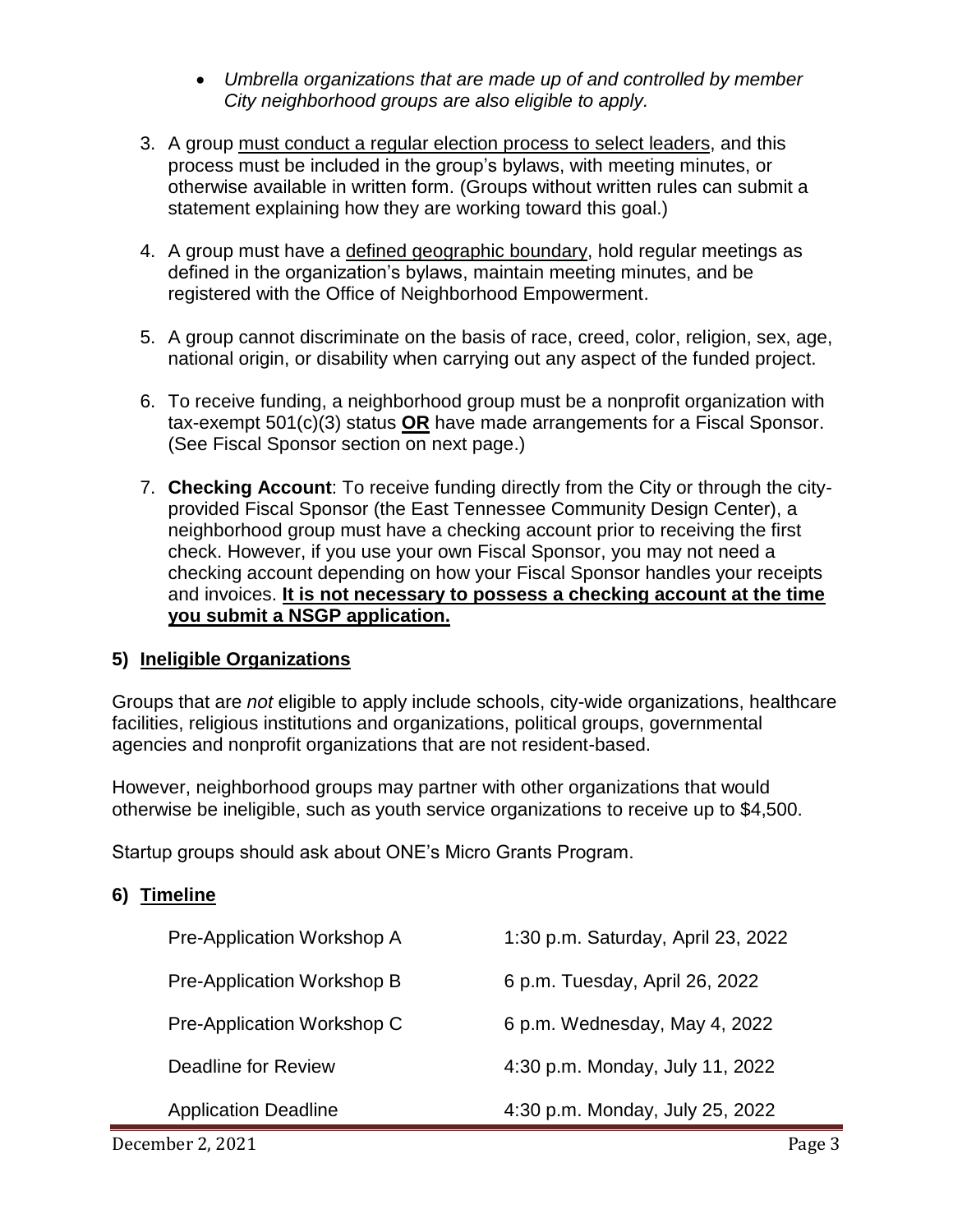- *Umbrella organizations that are made up of and controlled by member City neighborhood groups are also eligible to apply.*

3. A group must conduct a regular election process to select leaders, and this process must be included in the group's bylaws, with meeting minutes, or otherwise available in written form. (Groups without written rules can submit a statement explaining how they are working toward this goal.)

4. A group must have a defined geographic boundary, hold regular meetings as defined in the organization's bylaws, maintain meeting minutes, and be registered with the Office of Neighborhood Empowerment.

5. A group cannot discriminate on the basis of race, creed, color, religion, sex, age, national origin, or disability when carrying out any aspect of the funded project.

6. To receive funding, a neighborhood group must be a nonprofit organization with tax-exempt 501(c)(3) status **OR** have made arrangements for a Fiscal Sponsor. (See Fiscal Sponsor section on next page.)

7. **Checking Account**: To receive funding directly from the City or through the city-provided Fiscal Sponsor (the East Tennessee Community Design Center), a neighborhood group must have a checking account prior to receiving the first check. However, if you use your own Fiscal Sponsor, you may not need a checking account depending on how your Fiscal Sponsor handles your receipts and invoices. **It is not necessary to possess a checking account at the time you submit a NSGP application.**

## 5) Ineligible Organizations

Groups that are *not* eligible to apply include schools, city-wide organizations, healthcare facilities, religious institutions and organizations, political groups, governmental agencies and nonprofit organizations that are not resident-based.

However, neighborhood groups may partner with other organizations that would otherwise be ineligible, such as youth service organizations to receive up to $4,500.

Startup groups should ask about ONE's Micro Grants Program.

## 6) Timeline

| | |
|---|---|
| Pre-Application Workshop A | 1:30 p.m. Saturday, April 23, 2022 |
| Pre-Application Workshop B | 6 p.m. Tuesday, April 26, 2022 |
| Pre-Application Workshop C | 6 p.m. Wednesday, May 4, 2022 |
| Deadline for Review | 4:30 p.m. Monday, July 11, 2022 |
| Application Deadline | 4:30 p.m. Monday, July 25, 2022 |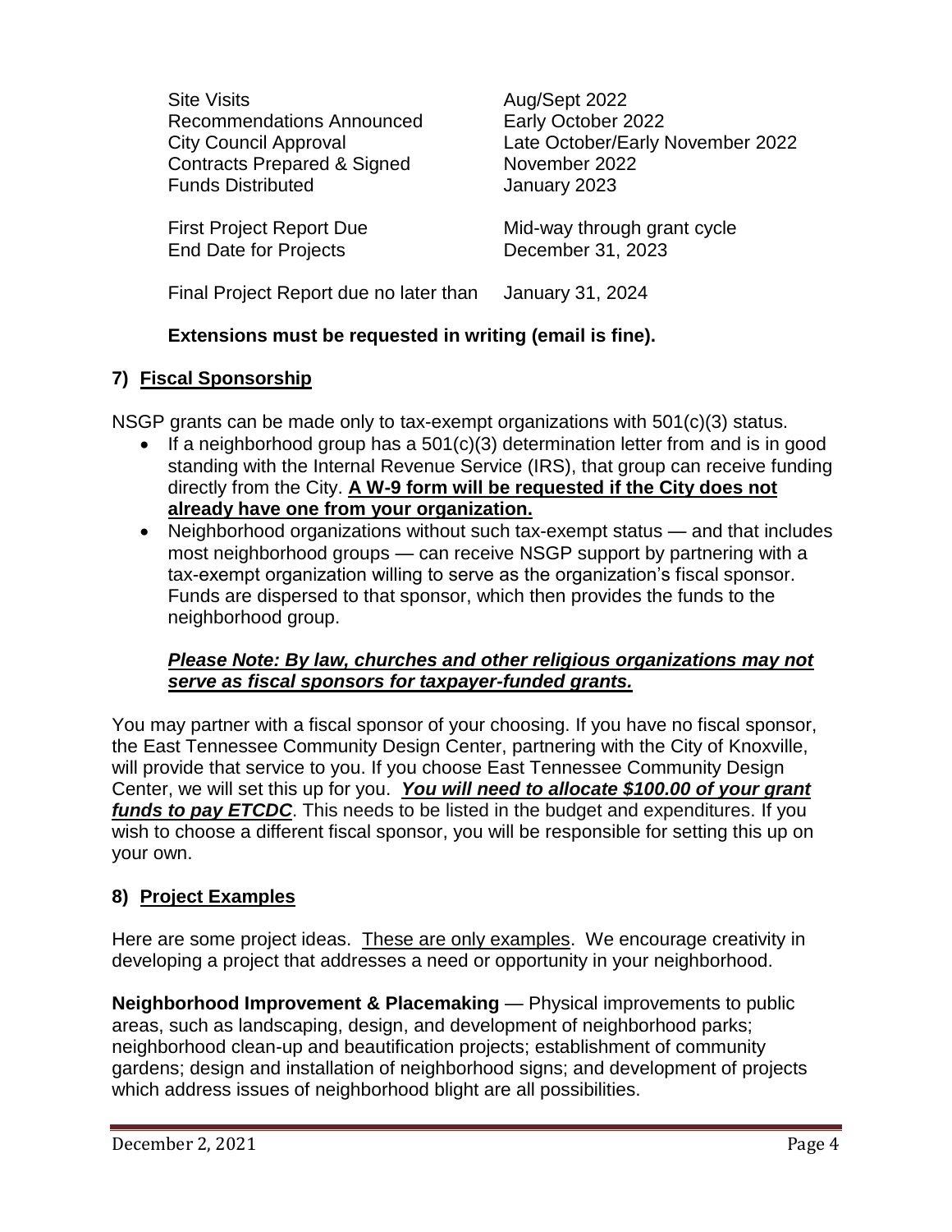| | |
|---|---|
| Site Visits | Aug/Sept 2022 |
| Recommendations Announced | Early October 2022 |
| City Council Approval | Late October/Early November 2022 |
| Contracts Prepared & Signed | November 2022 |
| Funds Distributed | January 2023 |
| First Project Report Due | Mid-way through grant cycle |
| End Date for Projects | December 31, 2023 |
| Final Project Report due no later than | January 31, 2024 |

**Extensions must be requested in writing (email is fine).**

## 7) Fiscal Sponsorship

NSGP grants can be made only to tax-exempt organizations with 501(c)(3) status.

- If a neighborhood group has a 501(c)(3) determination letter from and is in good standing with the Internal Revenue Service (IRS), that group can receive funding directly from the City. **A W-9 form will be requested if the City does not already have one from your organization.**
- Neighborhood organizations without such tax-exempt status — and that includes most neighborhood groups — can receive NSGP support by partnering with a tax-exempt organization willing to serve as the organization's fiscal sponsor. Funds are dispersed to that sponsor, which then provides the funds to the neighborhood group.

***Please Note: By law, churches and other religious organizations may not serve as fiscal sponsors for taxpayer-funded grants.***

You may partner with a fiscal sponsor of your choosing. If you have no fiscal sponsor, the East Tennessee Community Design Center, partnering with the City of Knoxville, will provide that service to you. If you choose East Tennessee Community Design Center, we will set this up for you. ***You will need to allocate $100.00 of your grant funds to pay ETCDC***. This needs to be listed in the budget and expenditures. If you wish to choose a different fiscal sponsor, you will be responsible for setting this up on your own.

## 8) Project Examples

Here are some project ideas. These are only examples. We encourage creativity in developing a project that addresses a need or opportunity in your neighborhood.

**Neighborhood Improvement & Placemaking** — Physical improvements to public areas, such as landscaping, design, and development of neighborhood parks; neighborhood clean-up and beautification projects; establishment of community gardens; design and installation of neighborhood signs; and development of projects which address issues of neighborhood blight are all possibilities.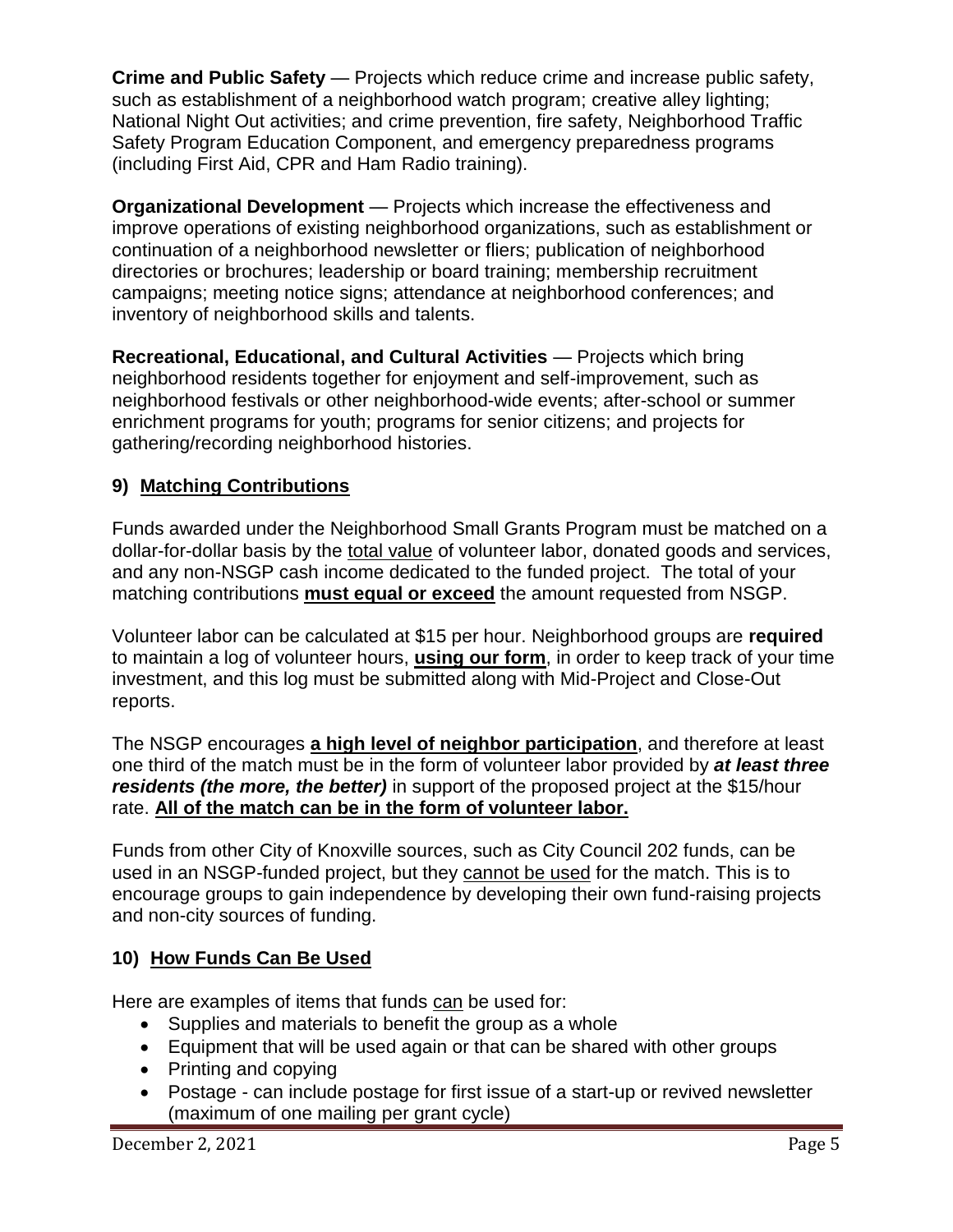**Crime and Public Safety** — Projects which reduce crime and increase public safety, such as establishment of a neighborhood watch program; creative alley lighting; National Night Out activities; and crime prevention, fire safety, Neighborhood Traffic Safety Program Education Component, and emergency preparedness programs (including First Aid, CPR and Ham Radio training).

**Organizational Development** — Projects which increase the effectiveness and improve operations of existing neighborhood organizations, such as establishment or continuation of a neighborhood newsletter or fliers; publication of neighborhood directories or brochures; leadership or board training; membership recruitment campaigns; meeting notice signs; attendance at neighborhood conferences; and inventory of neighborhood skills and talents.

**Recreational, Educational, and Cultural Activities** — Projects which bring neighborhood residents together for enjoyment and self-improvement, such as neighborhood festivals or other neighborhood-wide events; after-school or summer enrichment programs for youth; programs for senior citizens; and projects for gathering/recording neighborhood histories.

## 9) Matching Contributions

Funds awarded under the Neighborhood Small Grants Program must be matched on a dollar-for-dollar basis by the total value of volunteer labor, donated goods and services, and any non-NSGP cash income dedicated to the funded project. The total of your matching contributions **must equal or exceed** the amount requested from NSGP.

Volunteer labor can be calculated at $15 per hour. Neighborhood groups are **required** to maintain a log of volunteer hours, **using our form**, in order to keep track of your time investment, and this log must be submitted along with Mid-Project and Close-Out reports.

The NSGP encourages **a high level of neighbor participation**, and therefore at least one third of the match must be in the form of volunteer labor provided by ***at least three residents (the more, the better)*** in support of the proposed project at the $15/hour rate. **All of the match can be in the form of volunteer labor.**

Funds from other City of Knoxville sources, such as City Council 202 funds, can be used in an NSGP-funded project, but they cannot be used for the match. This is to encourage groups to gain independence by developing their own fund-raising projects and non-city sources of funding.

## 10) How Funds Can Be Used

Here are examples of items that funds can be used for:

- Supplies and materials to benefit the group as a whole
- Equipment that will be used again or that can be shared with other groups
- Printing and copying
- Postage - can include postage for first issue of a start-up or revived newsletter (maximum of one mailing per grant cycle)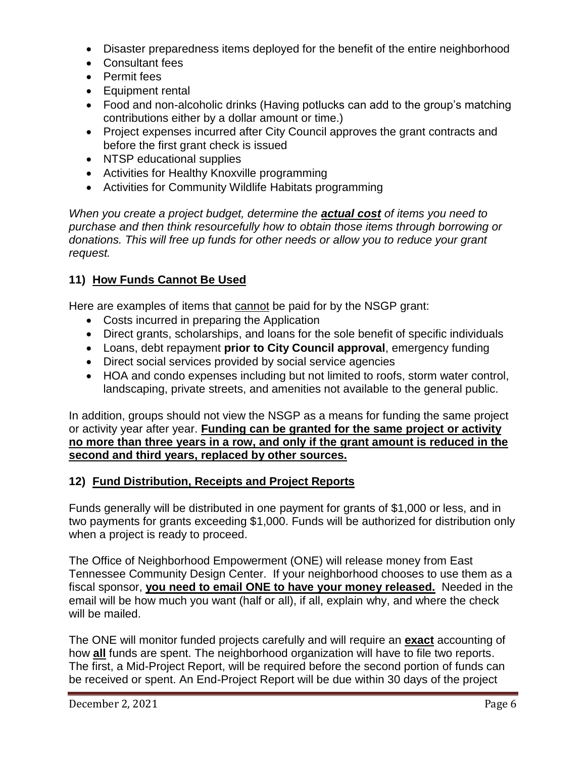- Disaster preparedness items deployed for the benefit of the entire neighborhood
- Consultant fees
- Permit fees
- Equipment rental
- Food and non-alcoholic drinks (Having potlucks can add to the group's matching contributions either by a dollar amount or time.)
- Project expenses incurred after City Council approves the grant contracts and before the first grant check is issued
- NTSP educational supplies
- Activities for Healthy Knoxville programming
- Activities for Community Wildlife Habitats programming

*When you create a project budget, determine the **actual cost** of items you need to purchase and then think resourcefully how to obtain those items through borrowing or donations. This will free up funds for other needs or allow you to reduce your grant request.*

## 11) How Funds Cannot Be Used

Here are examples of items that cannot be paid for by the NSGP grant:

- Costs incurred in preparing the Application
- Direct grants, scholarships, and loans for the sole benefit of specific individuals
- Loans, debt repayment **prior to City Council approval**, emergency funding
- Direct social services provided by social service agencies
- HOA and condo expenses including but not limited to roofs, storm water control, landscaping, private streets, and amenities not available to the general public.

In addition, groups should not view the NSGP as a means for funding the same project or activity year after year. **Funding can be granted for the same project or activity no more than three years in a row, and only if the grant amount is reduced in the second and third years, replaced by other sources.**

## 12) Fund Distribution, Receipts and Project Reports

Funds generally will be distributed in one payment for grants of $1,000 or less, and in two payments for grants exceeding $1,000. Funds will be authorized for distribution only when a project is ready to proceed.

The Office of Neighborhood Empowerment (ONE) will release money from East Tennessee Community Design Center. If your neighborhood chooses to use them as a fiscal sponsor, **you need to email ONE to have your money released.** Needed in the email will be how much you want (half or all), if all, explain why, and where the check will be mailed.

The ONE will monitor funded projects carefully and will require an **exact** accounting of how **all** funds are spent. The neighborhood organization will have to file two reports. The first, a Mid-Project Report, will be required before the second portion of funds can be received or spent. An End-Project Report will be due within 30 days of the project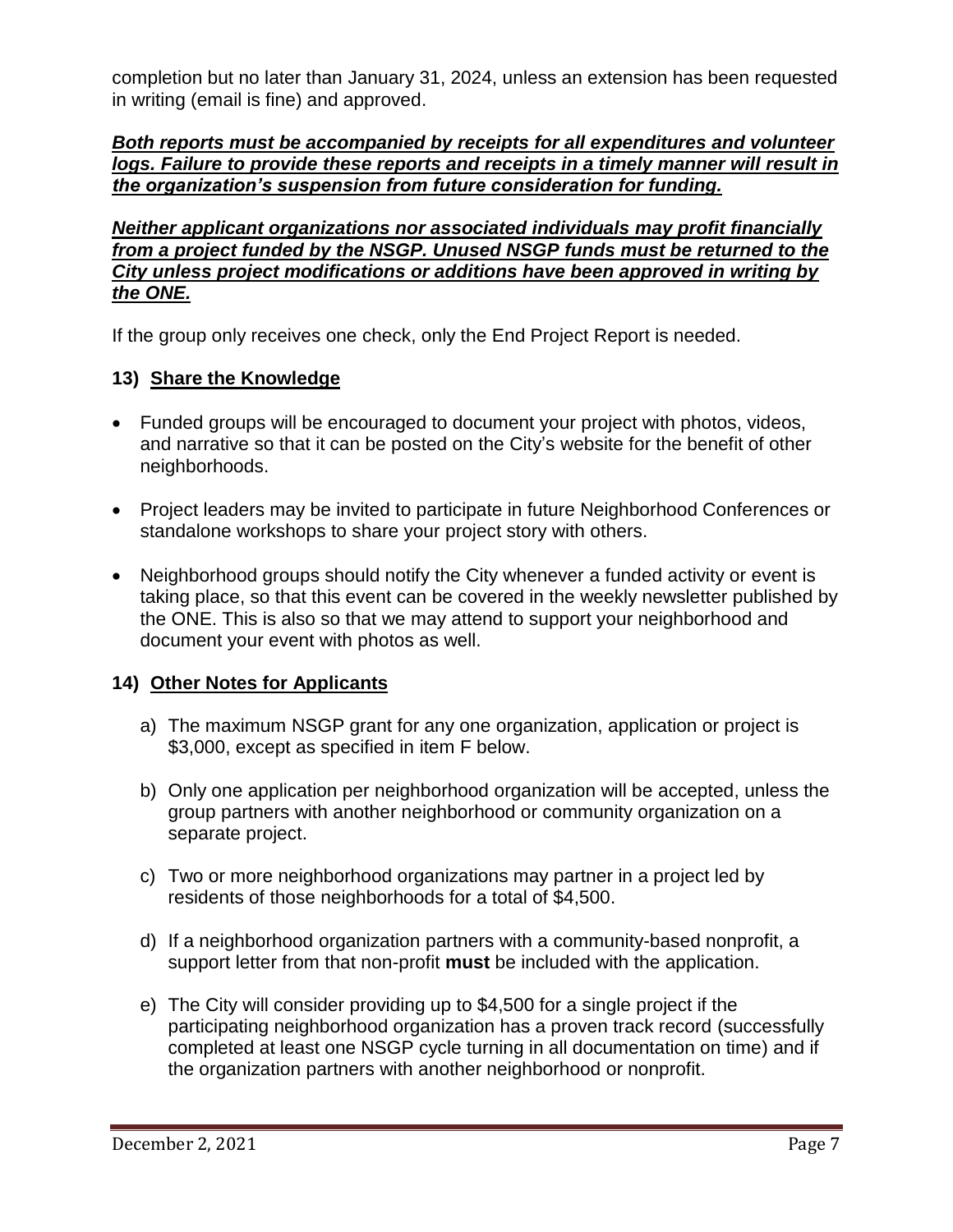completion but no later than January 31, 2024, unless an extension has been requested in writing (email is fine) and approved.

***Both reports must be accompanied by receipts for all expenditures and volunteer logs. Failure to provide these reports and receipts in a timely manner will result in the organization's suspension from future consideration for funding.***

***Neither applicant organizations nor associated individuals may profit financially from a project funded by the NSGP. Unused NSGP funds must be returned to the City unless project modifications or additions have been approved in writing by the ONE.***

If the group only receives one check, only the End Project Report is needed.

### 13) Share the Knowledge

- Funded groups will be encouraged to document your project with photos, videos, and narrative so that it can be posted on the City's website for the benefit of other neighborhoods.
- Project leaders may be invited to participate in future Neighborhood Conferences or standalone workshops to share your project story with others.
- Neighborhood groups should notify the City whenever a funded activity or event is taking place, so that this event can be covered in the weekly newsletter published by the ONE. This is also so that we may attend to support your neighborhood and document your event with photos as well.

### 14) Other Notes for Applicants

a) The maximum NSGP grant for any one organization, application or project is $3,000, except as specified in item F below.

b) Only one application per neighborhood organization will be accepted, unless the group partners with another neighborhood or community organization on a separate project.

c) Two or more neighborhood organizations may partner in a project led by residents of those neighborhoods for a total of $4,500.

d) If a neighborhood organization partners with a community-based nonprofit, a support letter from that non-profit **must** be included with the application.

e) The City will consider providing up to $4,500 for a single project if the participating neighborhood organization has a proven track record (successfully completed at least one NSGP cycle turning in all documentation on time) and if the organization partners with another neighborhood or nonprofit.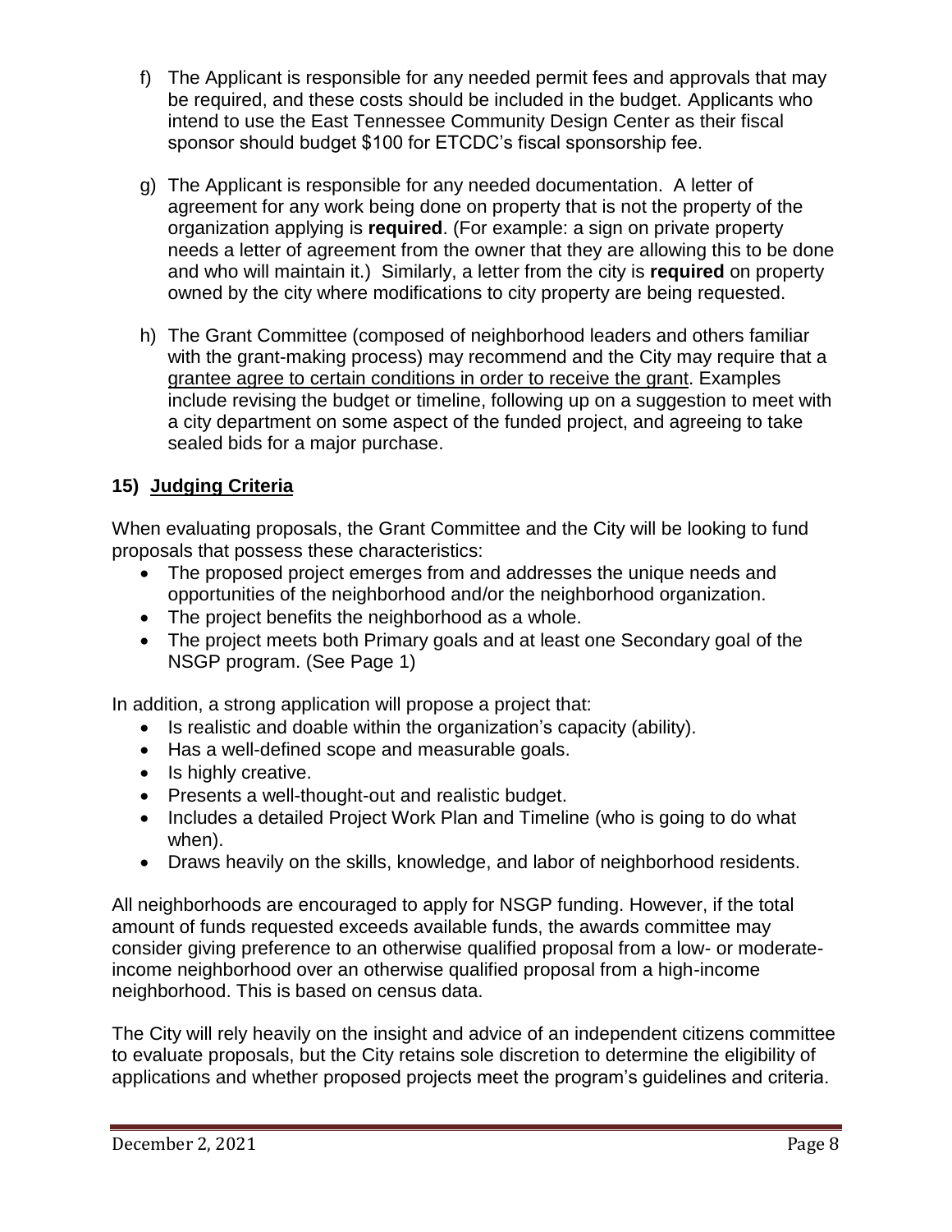f) The Applicant is responsible for any needed permit fees and approvals that may be required, and these costs should be included in the budget. Applicants who intend to use the East Tennessee Community Design Center as their fiscal sponsor should budget $100 for ETCDC's fiscal sponsorship fee.

g) The Applicant is responsible for any needed documentation. A letter of agreement for any work being done on property that is not the property of the organization applying is **required**. (For example: a sign on private property needs a letter of agreement from the owner that they are allowing this to be done and who will maintain it.) Similarly, a letter from the city is **required** on property owned by the city where modifications to city property are being requested.

h) The Grant Committee (composed of neighborhood leaders and others familiar with the grant-making process) may recommend and the City may require that a grantee agree to certain conditions in order to receive the grant. Examples include revising the budget or timeline, following up on a suggestion to meet with a city department on some aspect of the funded project, and agreeing to take sealed bids for a major purchase.

## 15) Judging Criteria

When evaluating proposals, the Grant Committee and the City will be looking to fund proposals that possess these characteristics:

- The proposed project emerges from and addresses the unique needs and opportunities of the neighborhood and/or the neighborhood organization.
- The project benefits the neighborhood as a whole.
- The project meets both Primary goals and at least one Secondary goal of the NSGP program. (See Page 1)

In addition, a strong application will propose a project that:

- Is realistic and doable within the organization's capacity (ability).
- Has a well-defined scope and measurable goals.
- Is highly creative.
- Presents a well-thought-out and realistic budget.
- Includes a detailed Project Work Plan and Timeline (who is going to do what when).
- Draws heavily on the skills, knowledge, and labor of neighborhood residents.

All neighborhoods are encouraged to apply for NSGP funding. However, if the total amount of funds requested exceeds available funds, the awards committee may consider giving preference to an otherwise qualified proposal from a low- or moderate-income neighborhood over an otherwise qualified proposal from a high-income neighborhood. This is based on census data.

The City will rely heavily on the insight and advice of an independent citizens committee to evaluate proposals, but the City retains sole discretion to determine the eligibility of applications and whether proposed projects meet the program's guidelines and criteria.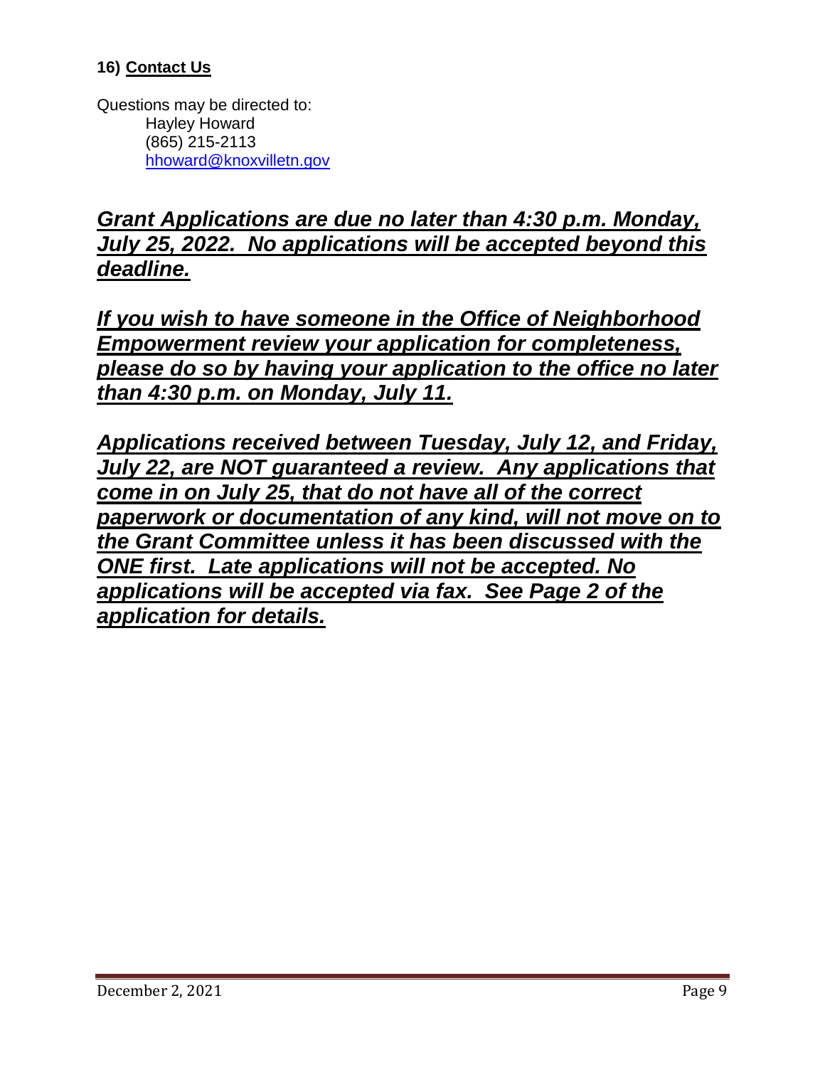**16) Contact Us**

Questions may be directed to:

Hayley Howard
(865) 215-2113
hhoward@knoxvilletn.gov

***Grant Applications are due no later than 4:30 p.m. Monday, July 25, 2022. No applications will be accepted beyond this deadline.***

***If you wish to have someone in the Office of Neighborhood Empowerment review your application for completeness, please do so by having your application to the office no later than 4:30 p.m. on Monday, July 11.***

***Applications received between Tuesday, July 12, and Friday, July 22, are NOT guaranteed a review. Any applications that come in on July 25, that do not have all of the correct paperwork or documentation of any kind, will not move on to the Grant Committee unless it has been discussed with the ONE first. Late applications will not be accepted. No applications will be accepted via fax. See Page 2 of the application for details.***